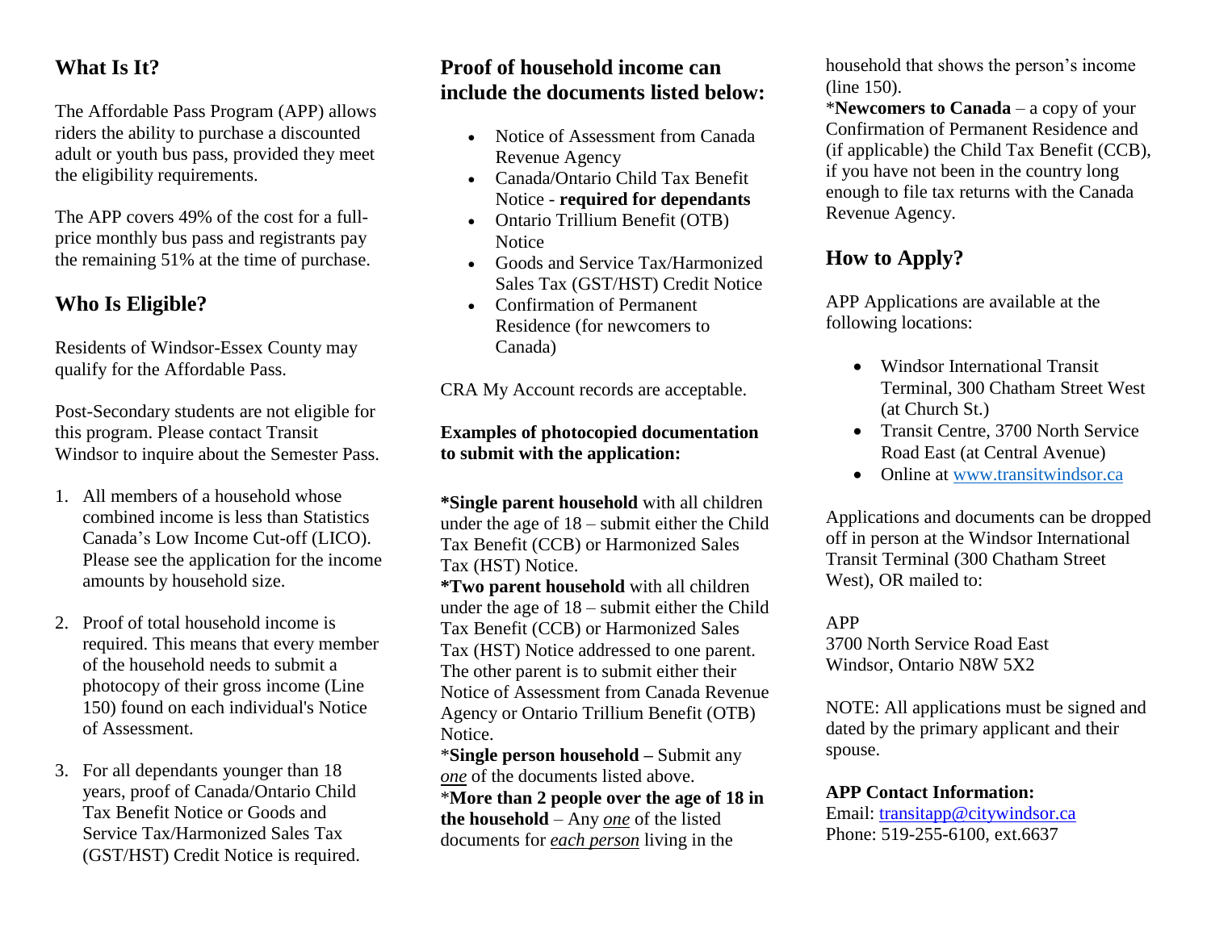## What Is It?

The Affordable Pass Program (APP) allows riders the ability to purchase a discounted adult or youth bus pass, provided they meet the eligibility requirements.

The APP covers 49% of the cost for a full-price monthly bus pass and registrants pay the remaining 51% at the time of purchase.

## Who Is Eligible?

Residents of Windsor-Essex County may qualify for the Affordable Pass.

Post-Secondary students are not eligible for this program. Please contact Transit Windsor to inquire about the Semester Pass.

1. All members of a household whose combined income is less than Statistics Canada's Low Income Cut-off (LICO). Please see the application for the income amounts by household size.
2. Proof of total household income is required. This means that every member of the household needs to submit a photocopy of their gross income (Line 150) found on each individual's Notice of Assessment.
3. For all dependants younger than 18 years, proof of Canada/Ontario Child Tax Benefit Notice or Goods and Service Tax/Harmonized Sales Tax (GST/HST) Credit Notice is required.

## Proof of household income can include the documents listed below:

- Notice of Assessment from Canada Revenue Agency
- Canada/Ontario Child Tax Benefit Notice - **required for dependants**
- Ontario Trillium Benefit (OTB) Notice
- Goods and Service Tax/Harmonized Sales Tax (GST/HST) Credit Notice
- Confirmation of Permanent Residence (for newcomers to Canada)

CRA My Account records are acceptable.

**Examples of photocopied documentation to submit with the application:**

**\*Single parent household** with all children under the age of 18 – submit either the Child Tax Benefit (CCB) or Harmonized Sales Tax (HST) Notice.
**\*Two parent household** with all children under the age of 18 – submit either the Child Tax Benefit (CCB) or Harmonized Sales Tax (HST) Notice addressed to one parent. The other parent is to submit either their Notice of Assessment from Canada Revenue Agency or Ontario Trillium Benefit (OTB) Notice.
\***Single person household –** Submit any ***one*** of the documents listed above.
\***More than 2 people over the age of 18 in the household** – Any ***one*** of the listed documents for ***each person*** living in the household that shows the person's income (line 150).
\***Newcomers to Canada** – a copy of your Confirmation of Permanent Residence and (if applicable) the Child Tax Benefit (CCB), if you have not been in the country long enough to file tax returns with the Canada Revenue Agency.

## How to Apply?

APP Applications are available at the following locations:

- Windsor International Transit Terminal, 300 Chatham Street West (at Church St.)
- Transit Centre, 3700 North Service Road East (at Central Avenue)
- Online at www.transitwindsor.ca

Applications and documents can be dropped off in person at the Windsor International Transit Terminal (300 Chatham Street West), OR mailed to:

APP
3700 North Service Road East
Windsor, Ontario N8W 5X2

NOTE: All applications must be signed and dated by the primary applicant and their spouse.

**APP Contact Information:**
Email: transitapp@citywindsor.ca
Phone: 519-255-6100, ext.6637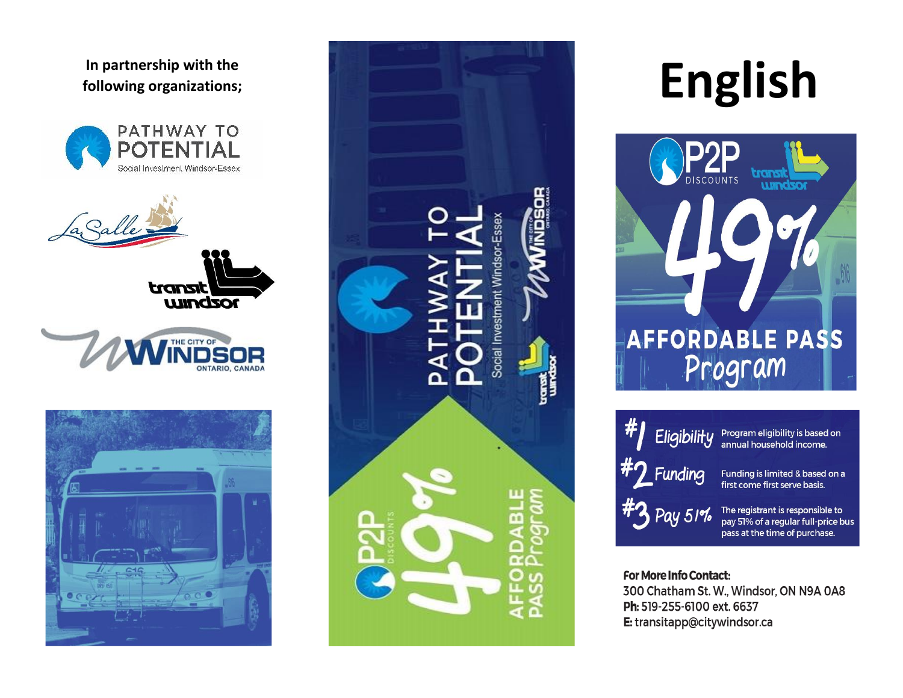In partnership with the following organizations;

PATHWAY TO POTENTIAL
Social Investment Windsor-Essex

LaSalle

transit windsor

THE CITY OF WINDSOR
ONTARIO, CANADA

PATHWAY TO POTENTIAL
Social Investment Windsor-Essex

THE CITY OF WINDSOR
ONTARIO, CANADA

transit windsor

P2P DISCOUNTS

49%

AFFORDABLE PASS Program

# English

P2P DISCOUNTS

transit windsor

49%

AFFORDABLE PASS Program

#1 Eligibility — Program eligibility is based on annual household income.

#2 Funding — Funding is limited & based on a first come first serve basis.

#3 Pay 51% — The registrant is responsible to pay 51% of a regular full-price bus pass at the time of purchase.

**For More Info Contact:**
300 Chatham St. W., Windsor, ON N9A 0A8
**Ph:** 519-255-6100 ext. 6637
**E:** transitapp@citywindsor.ca